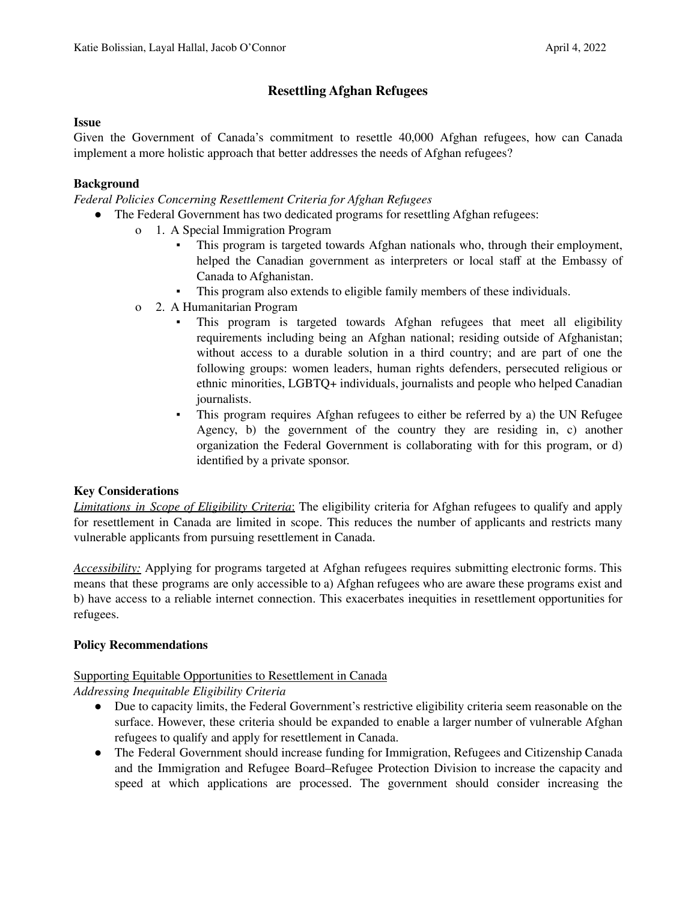Katie Bolissian, Layal Hallal, Jacob O'Connor April 4, 2022

# Resettling Afghan Refugees

**Issue**

Given the Government of Canada's commitment to resettle 40,000 Afghan refugees, how can Canada implement a more holistic approach that better addresses the needs of Afghan refugees?

**Background**

*Federal Policies Concerning Resettlement Criteria for Afghan Refugees*

- The Federal Government has two dedicated programs for resettling Afghan refugees:
  - 1. A Special Immigration Program
    - This program is targeted towards Afghan nationals who, through their employment, helped the Canadian government as interpreters or local staff at the Embassy of Canada to Afghanistan.
    - This program also extends to eligible family members of these individuals.
  - 2. A Humanitarian Program
    - This program is targeted towards Afghan refugees that meet all eligibility requirements including being an Afghan national; residing outside of Afghanistan; without access to a durable solution in a third country; and are part of one the following groups: women leaders, human rights defenders, persecuted religious or ethnic minorities, LGBTQ+ individuals, journalists and people who helped Canadian journalists.
    - This program requires Afghan refugees to either be referred by a) the UN Refugee Agency, b) the government of the country they are residing in, c) another organization the Federal Government is collaborating with for this program, or d) identified by a private sponsor.

**Key Considerations**

*<u>Limitations in Scope of Eligibility Criteria</u>*: The eligibility criteria for Afghan refugees to qualify and apply for resettlement in Canada are limited in scope. This reduces the number of applicants and restricts many vulnerable applicants from pursuing resettlement in Canada.

*<u>Accessibility:</u>* Applying for programs targeted at Afghan refugees requires submitting electronic forms. This means that these programs are only accessible to a) Afghan refugees who are aware these programs exist and b) have access to a reliable internet connection. This exacerbates inequities in resettlement opportunities for refugees.

**Policy Recommendations**

<u>Supporting Equitable Opportunities to Resettlement in Canada</u>

*Addressing Inequitable Eligibility Criteria*

- Due to capacity limits, the Federal Government's restrictive eligibility criteria seem reasonable on the surface. However, these criteria should be expanded to enable a larger number of vulnerable Afghan refugees to qualify and apply for resettlement in Canada.
- The Federal Government should increase funding for Immigration, Refugees and Citizenship Canada and the Immigration and Refugee Board–Refugee Protection Division to increase the capacity and speed at which applications are processed. The government should consider increasing the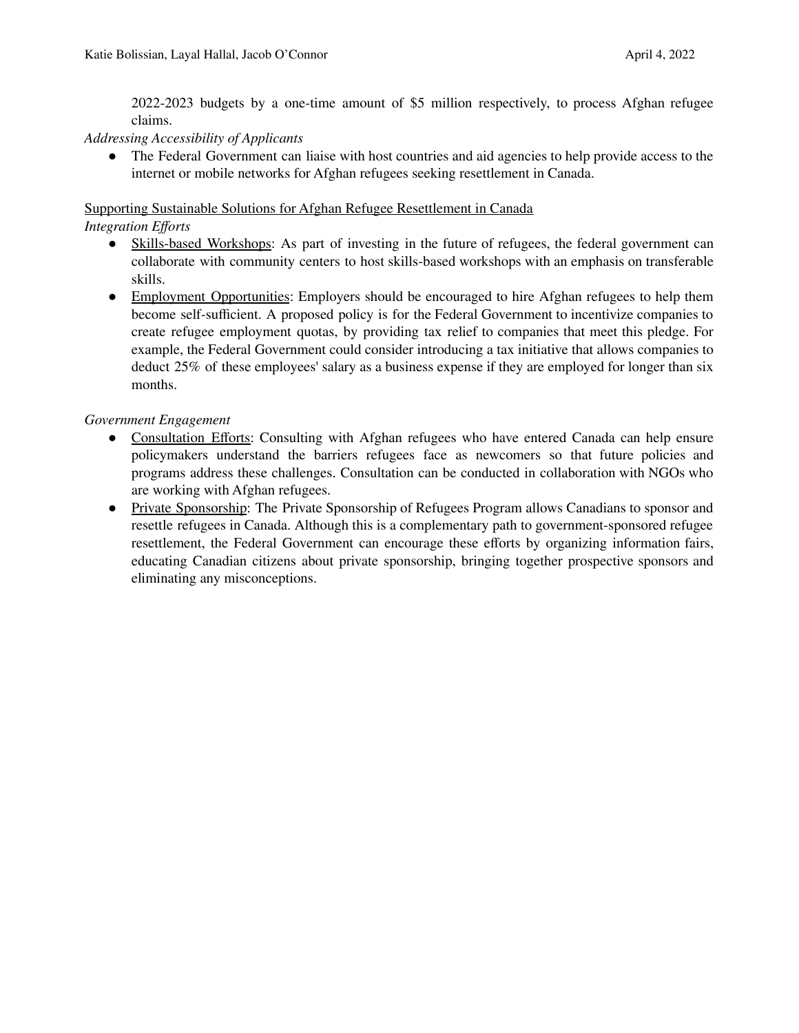2022-2023 budgets by a one-time amount of $5 million respectively, to process Afghan refugee claims.

*Addressing Accessibility of Applicants*

- The Federal Government can liaise with host countries and aid agencies to help provide access to the internet or mobile networks for Afghan refugees seeking resettlement in Canada.

<u>Supporting Sustainable Solutions for Afghan Refugee Resettlement in Canada</u>

*Integration Efforts*

- <u>Skills-based Workshops</u>: As part of investing in the future of refugees, the federal government can collaborate with community centers to host skills-based workshops with an emphasis on transferable skills.
- <u>Employment Opportunities</u>: Employers should be encouraged to hire Afghan refugees to help them become self-sufficient. A proposed policy is for the Federal Government to incentivize companies to create refugee employment quotas, by providing tax relief to companies that meet this pledge. For example, the Federal Government could consider introducing a tax initiative that allows companies to deduct 25% of these employees' salary as a business expense if they are employed for longer than six months.

*Government Engagement*

- <u>Consultation Efforts</u>: Consulting with Afghan refugees who have entered Canada can help ensure policymakers understand the barriers refugees face as newcomers so that future policies and programs address these challenges. Consultation can be conducted in collaboration with NGOs who are working with Afghan refugees.
- <u>Private Sponsorship</u>: The Private Sponsorship of Refugees Program allows Canadians to sponsor and resettle refugees in Canada. Although this is a complementary path to government-sponsored refugee resettlement, the Federal Government can encourage these efforts by organizing information fairs, educating Canadian citizens about private sponsorship, bringing together prospective sponsors and eliminating any misconceptions.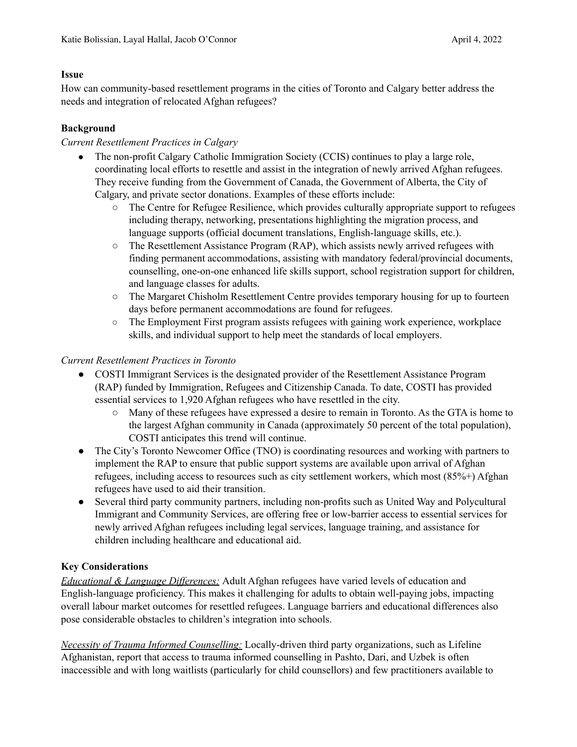Katie Bolissian, Layal Hallal, Jacob O'Connor April 4, 2022

**Issue**

How can community-based resettlement programs in the cities of Toronto and Calgary better address the needs and integration of relocated Afghan refugees?

**Background**

*Current Resettlement Practices in Calgary*

- The non-profit Calgary Catholic Immigration Society (CCIS) continues to play a large role, coordinating local efforts to resettle and assist in the integration of newly arrived Afghan refugees. They receive funding from the Government of Canada, the Government of Alberta, the City of Calgary, and private sector donations. Examples of these efforts include:
  - The Centre for Refugee Resilience, which provides culturally appropriate support to refugees including therapy, networking, presentations highlighting the migration process, and language supports (official document translations, English-language skills, etc.).
  - The Resettlement Assistance Program (RAP), which assists newly arrived refugees with finding permanent accommodations, assisting with mandatory federal/provincial documents, counselling, one-on-one enhanced life skills support, school registration support for children, and language classes for adults.
  - The Margaret Chisholm Resettlement Centre provides temporary housing for up to fourteen days before permanent accommodations are found for refugees.
  - The Employment First program assists refugees with gaining work experience, workplace skills, and individual support to help meet the standards of local employers.

*Current Resettlement Practices in Toronto*

- COSTI Immigrant Services is the designated provider of the Resettlement Assistance Program (RAP) funded by Immigration, Refugees and Citizenship Canada. To date, COSTI has provided essential services to 1,920 Afghan refugees who have resettled in the city.
  - Many of these refugees have expressed a desire to remain in Toronto. As the GTA is home to the largest Afghan community in Canada (approximately 50 percent of the total population), COSTI anticipates this trend will continue.
- The City's Toronto Newcomer Office (TNO) is coordinating resources and working with partners to implement the RAP to ensure that public support systems are available upon arrival of Afghan refugees, including access to resources such as city settlement workers, which most (85%+) Afghan refugees have used to aid their transition.
- Several third party community partners, including non-profits such as United Way and Polycultural Immigrant and Community Services, are offering free or low-barrier access to essential services for newly arrived Afghan refugees including legal services, language training, and assistance for children including healthcare and educational aid.

**Key Considerations**

*<u>Educational & Language Differences:</u>* Adult Afghan refugees have varied levels of education and English-language proficiency. This makes it challenging for adults to obtain well-paying jobs, impacting overall labour market outcomes for resettled refugees. Language barriers and educational differences also pose considerable obstacles to children's integration into schools.

*<u>Necessity of Trauma Informed Counselling:</u>* Locally-driven third party organizations, such as Lifeline Afghanistan, report that access to trauma informed counselling in Pashto, Dari, and Uzbek is often inaccessible and with long waitlists (particularly for child counsellors) and few practitioners available to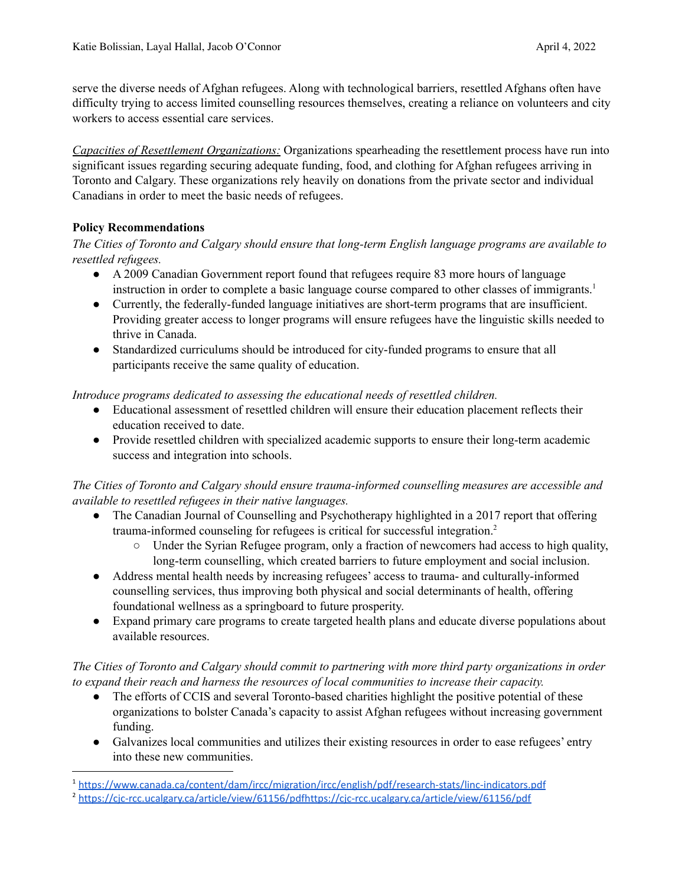serve the diverse needs of Afghan refugees. Along with technological barriers, resettled Afghans often have difficulty trying to access limited counselling resources themselves, creating a reliance on volunteers and city workers to access essential care services.

*Capacities of Resettlement Organizations:* Organizations spearheading the resettlement process have run into significant issues regarding securing adequate funding, food, and clothing for Afghan refugees arriving in Toronto and Calgary. These organizations rely heavily on donations from the private sector and individual Canadians in order to meet the basic needs of refugees.

**Policy Recommendations**

*The Cities of Toronto and Calgary should ensure that long-term English language programs are available to resettled refugees.*

- A 2009 Canadian Government report found that refugees require 83 more hours of language instruction in order to complete a basic language course compared to other classes of immigrants.[1]
- Currently, the federally-funded language initiatives are short-term programs that are insufficient. Providing greater access to longer programs will ensure refugees have the linguistic skills needed to thrive in Canada.
- Standardized curriculums should be introduced for city-funded programs to ensure that all participants receive the same quality of education.

*Introduce programs dedicated to assessing the educational needs of resettled children.*

- Educational assessment of resettled children will ensure their education placement reflects their education received to date.
- Provide resettled children with specialized academic supports to ensure their long-term academic success and integration into schools.

*The Cities of Toronto and Calgary should ensure trauma-informed counselling measures are accessible and available to resettled refugees in their native languages.*

- The Canadian Journal of Counselling and Psychotherapy highlighted in a 2017 report that offering trauma-informed counseling for refugees is critical for successful integration.[2]
  - Under the Syrian Refugee program, only a fraction of newcomers had access to high quality, long-term counselling, which created barriers to future employment and social inclusion.
- Address mental health needs by increasing refugees' access to trauma- and culturally-informed counselling services, thus improving both physical and social determinants of health, offering foundational wellness as a springboard to future prosperity.
- Expand primary care programs to create targeted health plans and educate diverse populations about available resources.

*The Cities of Toronto and Calgary should commit to partnering with more third party organizations in order to expand their reach and harness the resources of local communities to increase their capacity.*

- The efforts of CCIS and several Toronto-based charities highlight the positive potential of these organizations to bolster Canada's capacity to assist Afghan refugees without increasing government funding.
- Galvanizes local communities and utilizes their existing resources in order to ease refugees' entry into these new communities.

---

[1] https://www.canada.ca/content/dam/ircc/migration/ircc/english/pdf/research-stats/linc-indicators.pdf

[2] https://cjc-rcc.ucalgary.ca/article/view/61156/pdfhttps://cjc-rcc.ucalgary.ca/article/view/61156/pdf